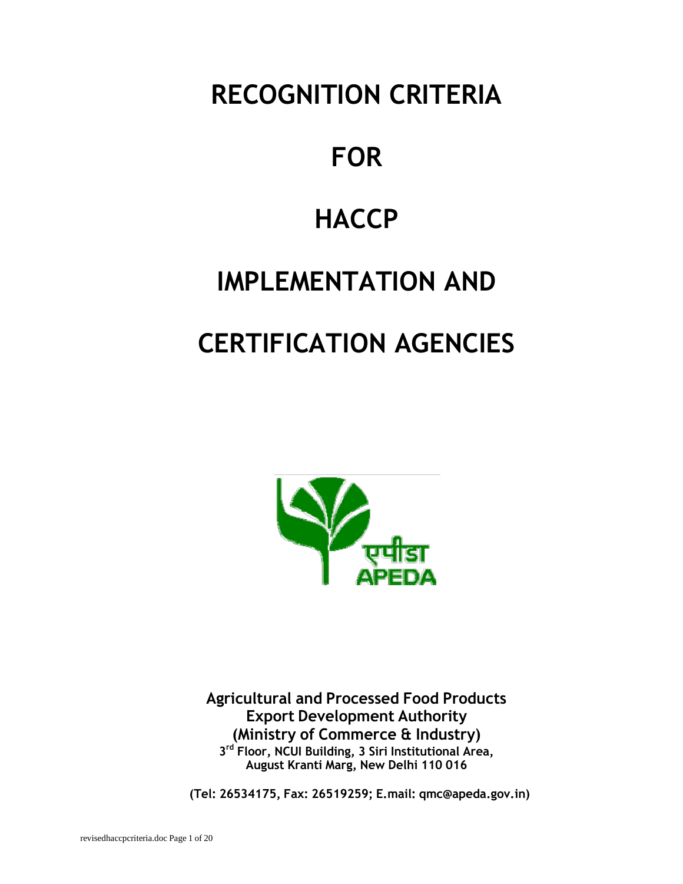# RECOGNITION CRITERIA

# FOR

# HACCP

# IMPLEMENTATION AND

# CERTIFICATION AGENCIES

एपीडा
APEDA

**Agricultural and Processed Food Products**
**Export Development Authority**
**(Ministry of Commerce & Industry)**
**3rd Floor, NCUI Building, 3 Siri Institutional Area,**
**August Kranti Marg, New Delhi 110 016**

**(Tel: 26534175, Fax: 26519259; E.mail: qmc@apeda.gov.in)**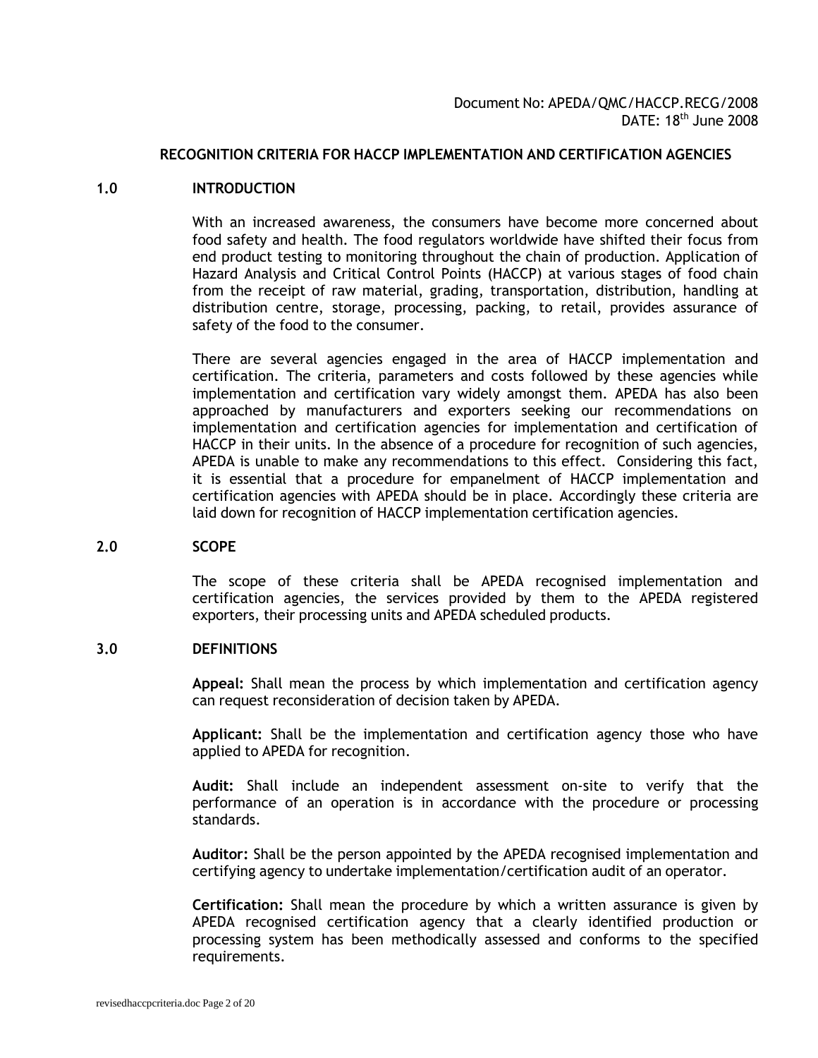Document No: APEDA/QMC/HACCP.RECG/2008
DATE: 18th June 2008

# RECOGNITION CRITERIA FOR HACCP IMPLEMENTATION AND CERTIFICATION AGENCIES

## 1.0 INTRODUCTION

With an increased awareness, the consumers have become more concerned about food safety and health. The food regulators worldwide have shifted their focus from end product testing to monitoring throughout the chain of production. Application of Hazard Analysis and Critical Control Points (HACCP) at various stages of food chain from the receipt of raw material, grading, transportation, distribution, handling at distribution centre, storage, processing, packing, to retail, provides assurance of safety of the food to the consumer.

There are several agencies engaged in the area of HACCP implementation and certification. The criteria, parameters and costs followed by these agencies while implementation and certification vary widely amongst them. APEDA has also been approached by manufacturers and exporters seeking our recommendations on implementation and certification agencies for implementation and certification of HACCP in their units. In the absence of a procedure for recognition of such agencies, APEDA is unable to make any recommendations to this effect. Considering this fact, it is essential that a procedure for empanelment of HACCP implementation and certification agencies with APEDA should be in place. Accordingly these criteria are laid down for recognition of HACCP implementation certification agencies.

## 2.0 SCOPE

The scope of these criteria shall be APEDA recognised implementation and certification agencies, the services provided by them to the APEDA registered exporters, their processing units and APEDA scheduled products.

## 3.0 DEFINITIONS

**Appeal:** Shall mean the process by which implementation and certification agency can request reconsideration of decision taken by APEDA.

**Applicant:** Shall be the implementation and certification agency those who have applied to APEDA for recognition.

**Audit:** Shall include an independent assessment on-site to verify that the performance of an operation is in accordance with the procedure or processing standards.

**Auditor:** Shall be the person appointed by the APEDA recognised implementation and certifying agency to undertake implementation/certification audit of an operator.

**Certification:** Shall mean the procedure by which a written assurance is given by APEDA recognised certification agency that a clearly identified production or processing system has been methodically assessed and conforms to the specified requirements.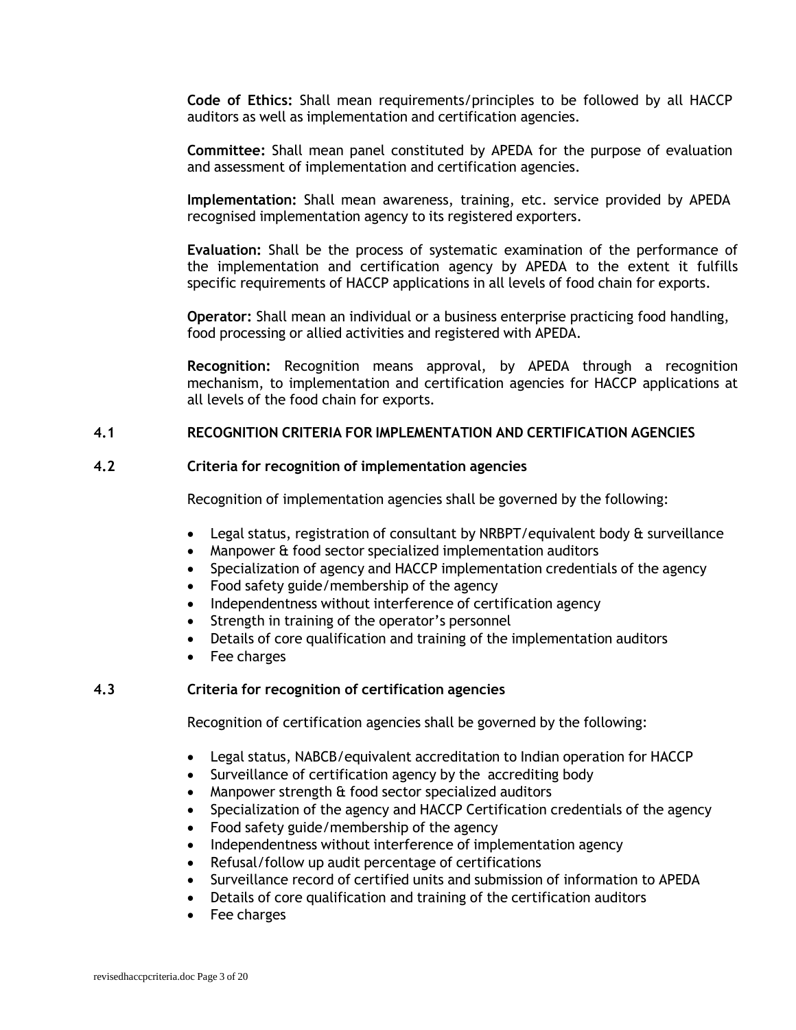**Code of Ethics:** Shall mean requirements/principles to be followed by all HACCP auditors as well as implementation and certification agencies.

**Committee:** Shall mean panel constituted by APEDA for the purpose of evaluation and assessment of implementation and certification agencies.

**Implementation:** Shall mean awareness, training, etc. service provided by APEDA recognised implementation agency to its registered exporters.

**Evaluation:** Shall be the process of systematic examination of the performance of the implementation and certification agency by APEDA to the extent it fulfills specific requirements of HACCP applications in all levels of food chain for exports.

**Operator:** Shall mean an individual or a business enterprise practicing food handling, food processing or allied activities and registered with APEDA.

**Recognition:** Recognition means approval, by APEDA through a recognition mechanism, to implementation and certification agencies for HACCP applications at all levels of the food chain for exports.

## 4.1 RECOGNITION CRITERIA FOR IMPLEMENTATION AND CERTIFICATION AGENCIES

### 4.2 Criteria for recognition of implementation agencies

Recognition of implementation agencies shall be governed by the following:

- Legal status, registration of consultant by NRBPT/equivalent body & surveillance
- Manpower & food sector specialized implementation auditors
- Specialization of agency and HACCP implementation credentials of the agency
- Food safety guide/membership of the agency
- Independentness without interference of certification agency
- Strength in training of the operator's personnel
- Details of core qualification and training of the implementation auditors
- Fee charges

### 4.3 Criteria for recognition of certification agencies

Recognition of certification agencies shall be governed by the following:

- Legal status, NABCB/equivalent accreditation to Indian operation for HACCP
- Surveillance of certification agency by the accrediting body
- Manpower strength & food sector specialized auditors
- Specialization of the agency and HACCP Certification credentials of the agency
- Food safety guide/membership of the agency
- Independentness without interference of implementation agency
- Refusal/follow up audit percentage of certifications
- Surveillance record of certified units and submission of information to APEDA
- Details of core qualification and training of the certification auditors
- Fee charges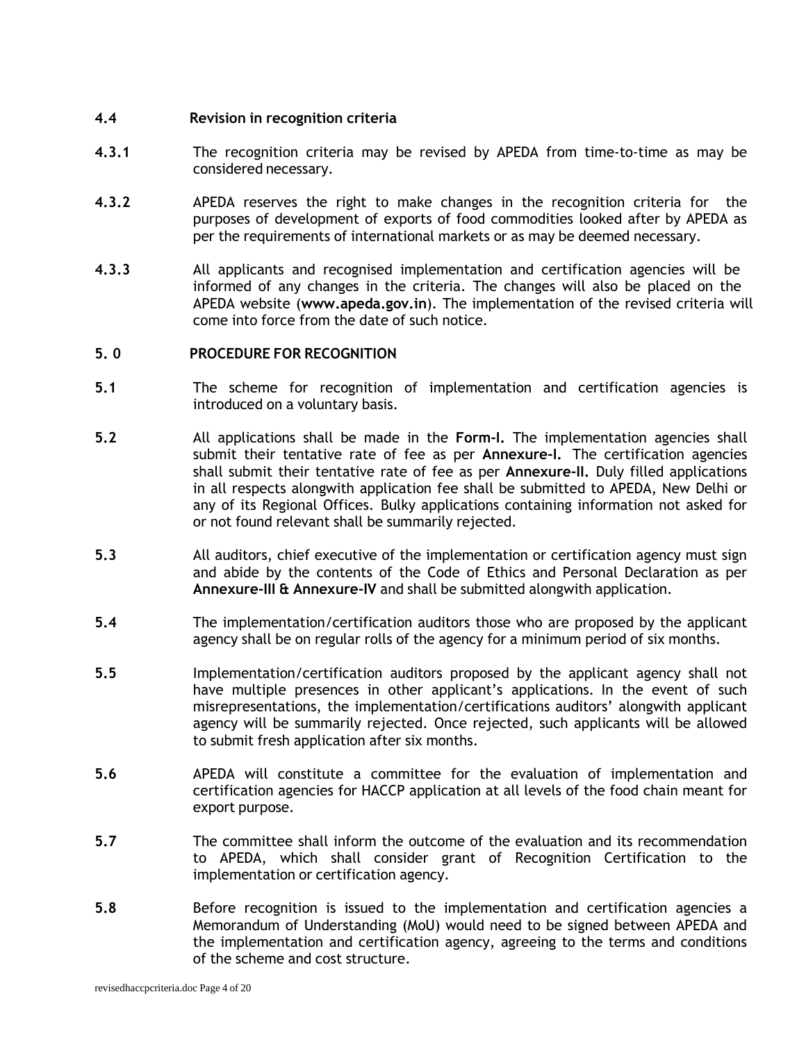**4.4 Revision in recognition criteria**

**4.3.1** The recognition criteria may be revised by APEDA from time-to-time as may be considered necessary.

**4.3.2** APEDA reserves the right to make changes in the recognition criteria for the purposes of development of exports of food commodities looked after by APEDA as per the requirements of international markets or as may be deemed necessary.

**4.3.3** All applicants and recognised implementation and certification agencies will be informed of any changes in the criteria. The changes will also be placed on the APEDA website (**www.apeda.gov.in**). The implementation of the revised criteria will come into force from the date of such notice.

## 5. 0 PROCEDURE FOR RECOGNITION

**5.1** The scheme for recognition of implementation and certification agencies is introduced on a voluntary basis.

**5.2** All applications shall be made in the **Form-I.** The implementation agencies shall submit their tentative rate of fee as per **Annexure-I.** The certification agencies shall submit their tentative rate of fee as per **Annexure-II.** Duly filled applications in all respects alongwith application fee shall be submitted to APEDA, New Delhi or any of its Regional Offices. Bulky applications containing information not asked for or not found relevant shall be summarily rejected.

**5.3** All auditors, chief executive of the implementation or certification agency must sign and abide by the contents of the Code of Ethics and Personal Declaration as per **Annexure-III & Annexure-IV** and shall be submitted alongwith application.

**5.4** The implementation/certification auditors those who are proposed by the applicant agency shall be on regular rolls of the agency for a minimum period of six months.

**5.5** Implementation/certification auditors proposed by the applicant agency shall not have multiple presences in other applicant's applications. In the event of such misrepresentations, the implementation/certifications auditors' alongwith applicant agency will be summarily rejected. Once rejected, such applicants will be allowed to submit fresh application after six months.

**5.6** APEDA will constitute a committee for the evaluation of implementation and certification agencies for HACCP application at all levels of the food chain meant for export purpose.

**5.7** The committee shall inform the outcome of the evaluation and its recommendation to APEDA, which shall consider grant of Recognition Certification to the implementation or certification agency.

**5.8** Before recognition is issued to the implementation and certification agencies a Memorandum of Understanding (MoU) would need to be signed between APEDA and the implementation and certification agency, agreeing to the terms and conditions of the scheme and cost structure.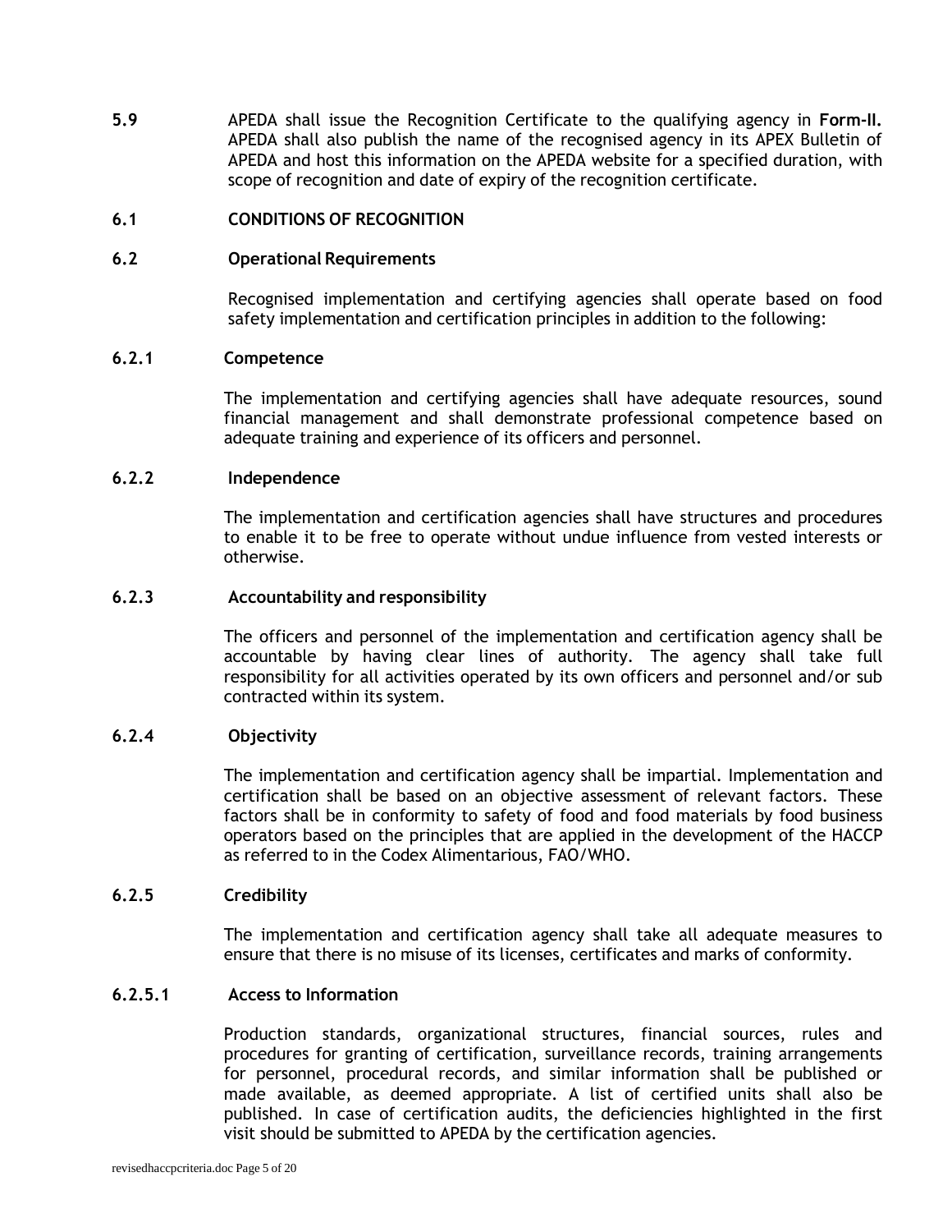**5.9** APEDA shall issue the Recognition Certificate to the qualifying agency in **Form-II.** APEDA shall also publish the name of the recognised agency in its APEX Bulletin of APEDA and host this information on the APEDA website for a specified duration, with scope of recognition and date of expiry of the recognition certificate.

## 6.1 CONDITIONS OF RECOGNITION

### 6.2 Operational Requirements

Recognised implementation and certifying agencies shall operate based on food safety implementation and certification principles in addition to the following:

#### 6.2.1 Competence

The implementation and certifying agencies shall have adequate resources, sound financial management and shall demonstrate professional competence based on adequate training and experience of its officers and personnel.

#### 6.2.2 Independence

The implementation and certification agencies shall have structures and procedures to enable it to be free to operate without undue influence from vested interests or otherwise.

#### 6.2.3 Accountability and responsibility

The officers and personnel of the implementation and certification agency shall be accountable by having clear lines of authority. The agency shall take full responsibility for all activities operated by its own officers and personnel and/or sub contracted within its system.

#### 6.2.4 Objectivity

The implementation and certification agency shall be impartial. Implementation and certification shall be based on an objective assessment of relevant factors. These factors shall be in conformity to safety of food and food materials by food business operators based on the principles that are applied in the development of the HACCP as referred to in the Codex Alimentarious, FAO/WHO.

#### 6.2.5 Credibility

The implementation and certification agency shall take all adequate measures to ensure that there is no misuse of its licenses, certificates and marks of conformity.

##### 6.2.5.1 Access to Information

Production standards, organizational structures, financial sources, rules and procedures for granting of certification, surveillance records, training arrangements for personnel, procedural records, and similar information shall be published or made available, as deemed appropriate. A list of certified units shall also be published. In case of certification audits, the deficiencies highlighted in the first visit should be submitted to APEDA by the certification agencies.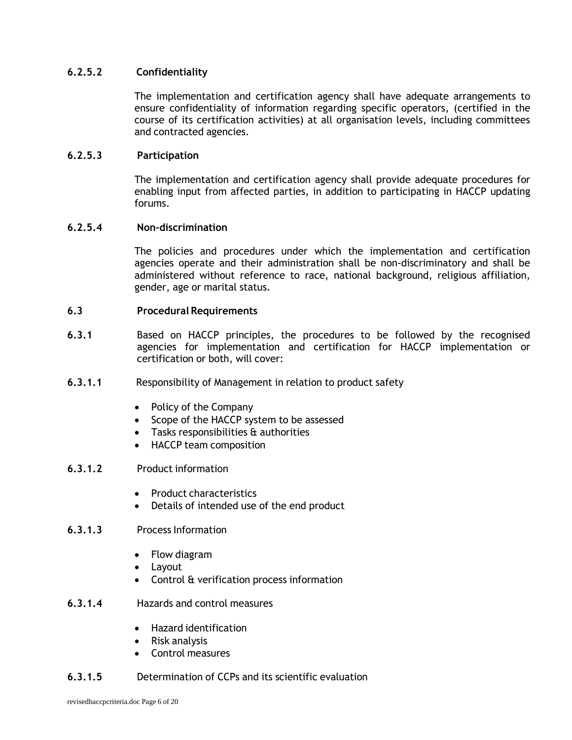#### 6.2.5.2 Confidentiality

The implementation and certification agency shall have adequate arrangements to ensure confidentiality of information regarding specific operators, (certified in the course of its certification activities) at all organisation levels, including committees and contracted agencies.

#### 6.2.5.3 Participation

The implementation and certification agency shall provide adequate procedures for enabling input from affected parties, in addition to participating in HACCP updating forums.

#### 6.2.5.4 Non-discrimination

The policies and procedures under which the implementation and certification agencies operate and their administration shall be non-discriminatory and shall be administered without reference to race, national background, religious affiliation, gender, age or marital status.

### 6.3 Procedural Requirements

**6.3.1** Based on HACCP principles, the procedures to be followed by the recognised agencies for implementation and certification for HACCP implementation or certification or both, will cover:

**6.3.1.1** Responsibility of Management in relation to product safety

- Policy of the Company
- Scope of the HACCP system to be assessed
- Tasks responsibilities & authorities
- HACCP team composition

**6.3.1.2** Product information

- Product characteristics
- Details of intended use of the end product

**6.3.1.3** Process Information

- Flow diagram
- Layout
- Control & verification process information

**6.3.1.4** Hazards and control measures

- Hazard identification
- Risk analysis
- Control measures

**6.3.1.5** Determination of CCPs and its scientific evaluation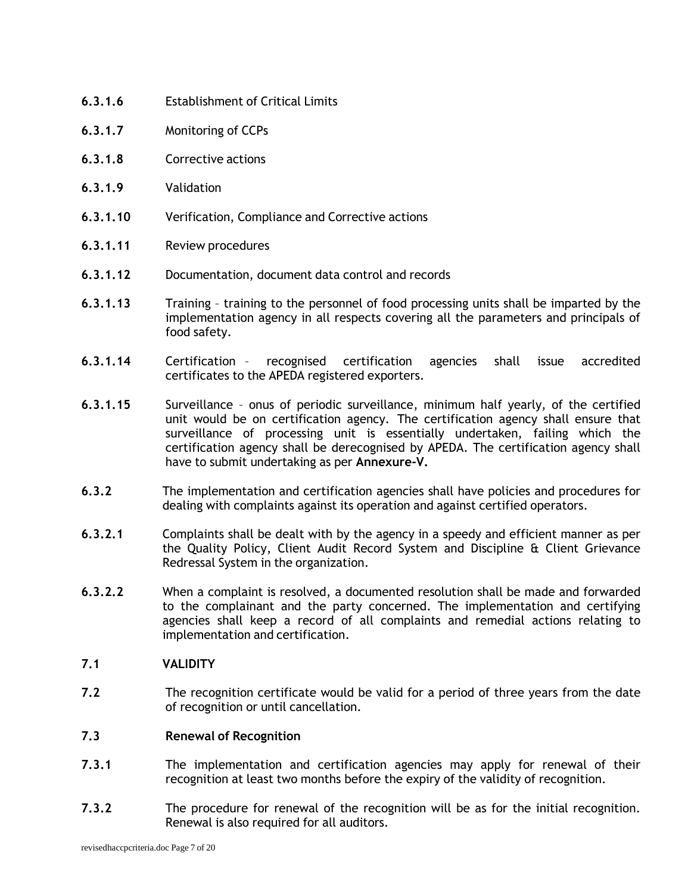**6.3.1.6** Establishment of Critical Limits

**6.3.1.7** Monitoring of CCPs

**6.3.1.8** Corrective actions

**6.3.1.9** Validation

**6.3.1.10** Verification, Compliance and Corrective actions

**6.3.1.11** Review procedures

**6.3.1.12** Documentation, document data control and records

**6.3.1.13** Training – training to the personnel of food processing units shall be imparted by the implementation agency in all respects covering all the parameters and principals of food safety.

**6.3.1.14** Certification – recognised certification agencies shall issue accredited certificates to the APEDA registered exporters.

**6.3.1.15** Surveillance – onus of periodic surveillance, minimum half yearly, of the certified unit would be on certification agency. The certification agency shall ensure that surveillance of processing unit is essentially undertaken, failing which the certification agency shall be derecognised by APEDA. The certification agency shall have to submit undertaking as per **Annexure-V.**

**6.3.2** The implementation and certification agencies shall have policies and procedures for dealing with complaints against its operation and against certified operators.

**6.3.2.1** Complaints shall be dealt with by the agency in a speedy and efficient manner as per the Quality Policy, Client Audit Record System and Discipline & Client Grievance Redressal System in the organization.

**6.3.2.2** When a complaint is resolved, a documented resolution shall be made and forwarded to the complainant and the party concerned. The implementation and certifying agencies shall keep a record of all complaints and remedial actions relating to implementation and certification.

**7.1 VALIDITY**

**7.2** The recognition certificate would be valid for a period of three years from the date of recognition or until cancellation.

**7.3 Renewal of Recognition**

**7.3.1** The implementation and certification agencies may apply for renewal of their recognition at least two months before the expiry of the validity of recognition.

**7.3.2** The procedure for renewal of the recognition will be as for the initial recognition. Renewal is also required for all auditors.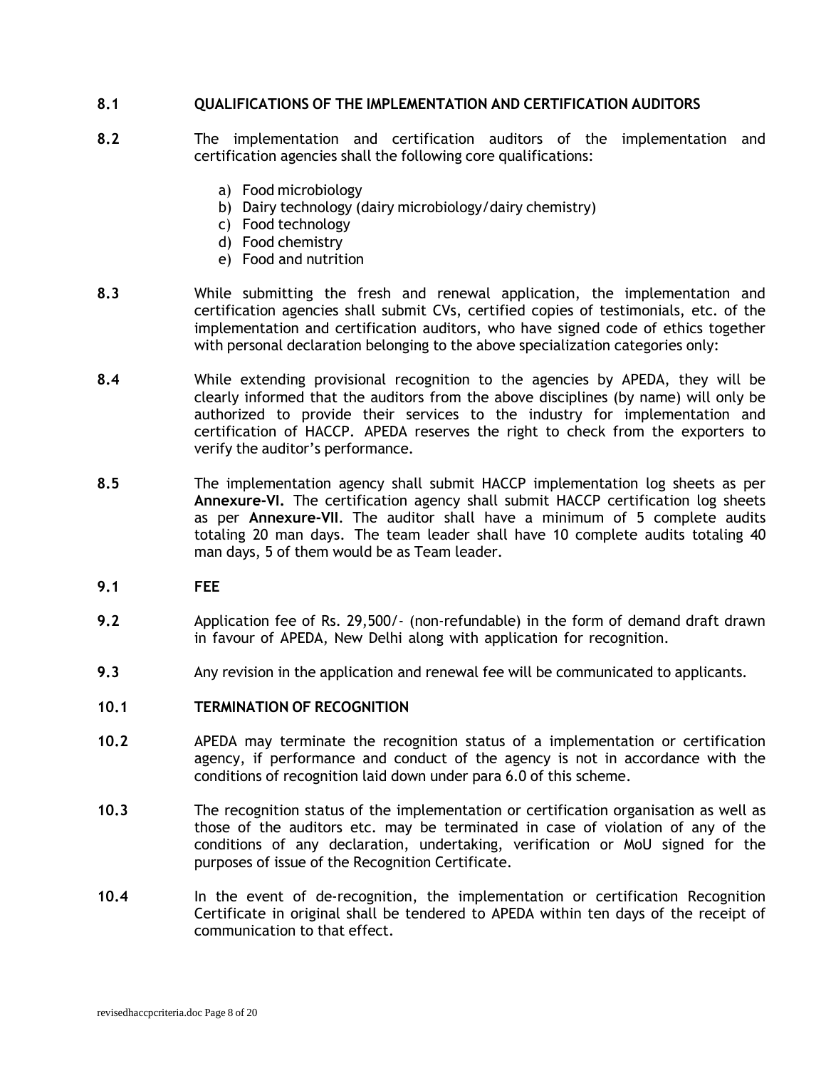**8.1 QUALIFICATIONS OF THE IMPLEMENTATION AND CERTIFICATION AUDITORS**

**8.2** The implementation and certification auditors of the implementation and certification agencies shall the following core qualifications:

a) Food microbiology
b) Dairy technology (dairy microbiology/dairy chemistry)
c) Food technology
d) Food chemistry
e) Food and nutrition

**8.3** While submitting the fresh and renewal application, the implementation and certification agencies shall submit CVs, certified copies of testimonials, etc. of the implementation and certification auditors, who have signed code of ethics together with personal declaration belonging to the above specialization categories only:

**8.4** While extending provisional recognition to the agencies by APEDA, they will be clearly informed that the auditors from the above disciplines (by name) will only be authorized to provide their services to the industry for implementation and certification of HACCP. APEDA reserves the right to check from the exporters to verify the auditor's performance.

**8.5** The implementation agency shall submit HACCP implementation log sheets as per **Annexure-VI.** The certification agency shall submit HACCP certification log sheets as per **Annexure-VII**. The auditor shall have a minimum of 5 complete audits totaling 20 man days. The team leader shall have 10 complete audits totaling 40 man days, 5 of them would be as Team leader.

**9.1 FEE**

**9.2** Application fee of Rs. 29,500/- (non-refundable) in the form of demand draft drawn in favour of APEDA, New Delhi along with application for recognition.

**9.3** Any revision in the application and renewal fee will be communicated to applicants.

**10.1 TERMINATION OF RECOGNITION**

**10.2** APEDA may terminate the recognition status of a implementation or certification agency, if performance and conduct of the agency is not in accordance with the conditions of recognition laid down under para 6.0 of this scheme.

**10.3** The recognition status of the implementation or certification organisation as well as those of the auditors etc. may be terminated in case of violation of any of the conditions of any declaration, undertaking, verification or MoU signed for the purposes of issue of the Recognition Certificate.

**10.4** In the event of de-recognition, the implementation or certification Recognition Certificate in original shall be tendered to APEDA within ten days of the receipt of communication to that effect.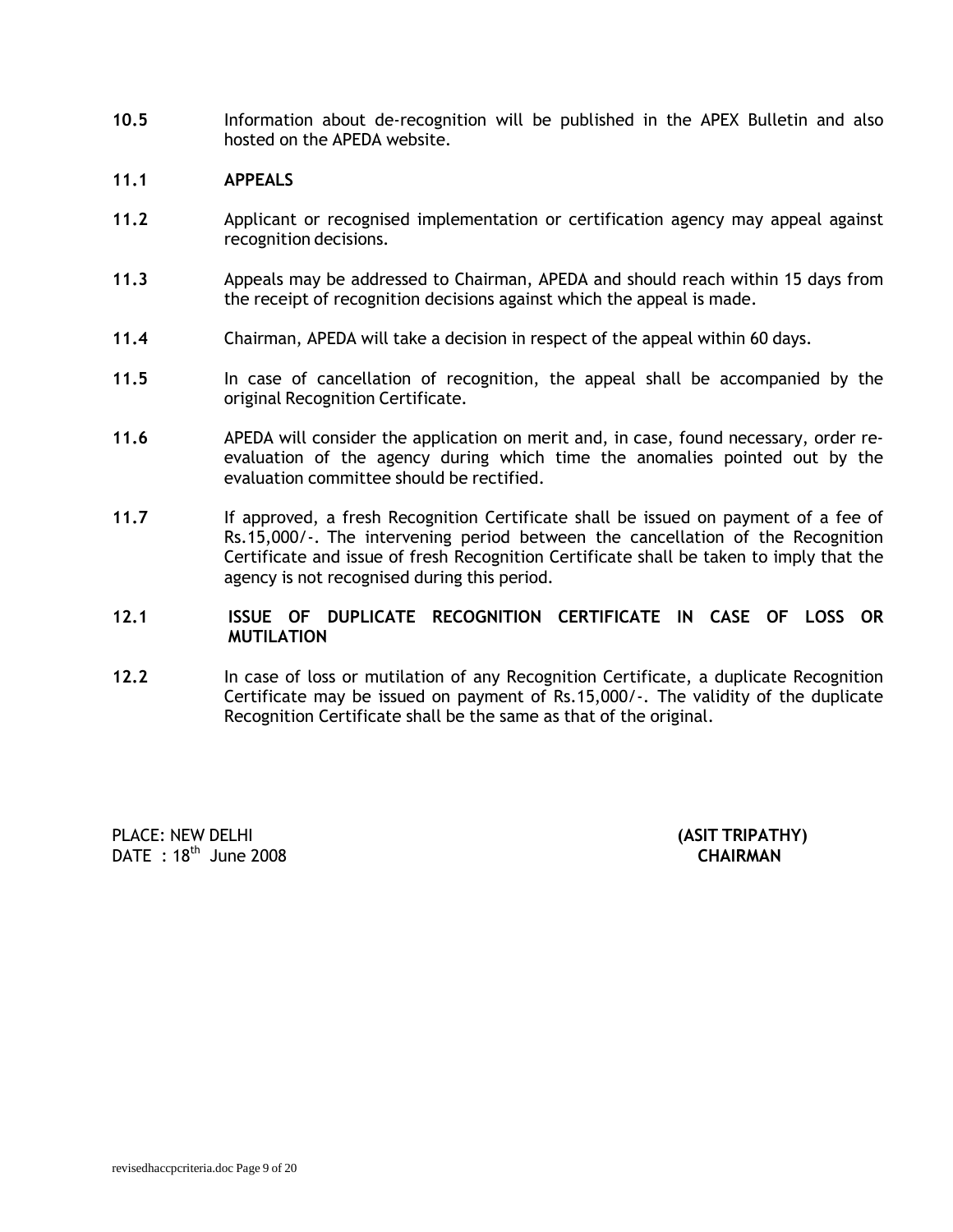**10.5** Information about de-recognition will be published in the APEX Bulletin and also hosted on the APEDA website.

**11.1** **APPEALS**

**11.2** Applicant or recognised implementation or certification agency may appeal against recognition decisions.

**11.3** Appeals may be addressed to Chairman, APEDA and should reach within 15 days from the receipt of recognition decisions against which the appeal is made.

**11.4** Chairman, APEDA will take a decision in respect of the appeal within 60 days.

**11.5** In case of cancellation of recognition, the appeal shall be accompanied by the original Recognition Certificate.

**11.6** APEDA will consider the application on merit and, in case, found necessary, order re-evaluation of the agency during which time the anomalies pointed out by the evaluation committee should be rectified.

**11.7** If approved, a fresh Recognition Certificate shall be issued on payment of a fee of Rs.15,000/-. The intervening period between the cancellation of the Recognition Certificate and issue of fresh Recognition Certificate shall be taken to imply that the agency is not recognised during this period.

**12.1** **ISSUE OF DUPLICATE RECOGNITION CERTIFICATE IN CASE OF LOSS OR MUTILATION**

**12.2** In case of loss or mutilation of any Recognition Certificate, a duplicate Recognition Certificate may be issued on payment of Rs.15,000/-. The validity of the duplicate Recognition Certificate shall be the same as that of the original.

PLACE: NEW DELHI
DATE : 18th June 2008

**(ASIT TRIPATHY)**
**CHAIRMAN**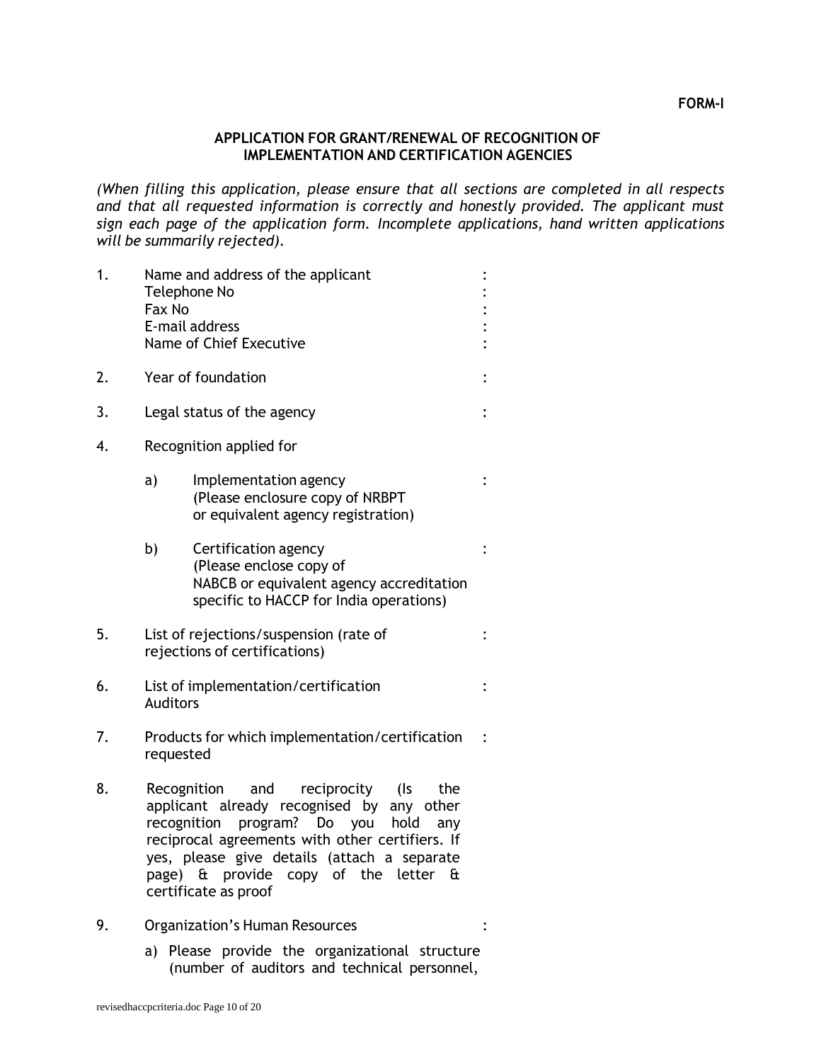**FORM-I**

**APPLICATION FOR GRANT/RENEWAL OF RECOGNITION OF IMPLEMENTATION AND CERTIFICATION AGENCIES**

*(When filling this application, please ensure that all sections are completed in all respects and that all requested information is correctly and honestly provided. The applicant must sign each page of the application form. Incomplete applications, hand written applications will be summarily rejected).*

1. Name and address of the applicant :
   Telephone No :
   Fax No :
   E-mail address :
   Name of Chief Executive :

2. Year of foundation :

3. Legal status of the agency :

4. Recognition applied for

   a) Implementation agency :
      (Please enclosure copy of NRBPT or equivalent agency registration)

   b) Certification agency :
      (Please enclose copy of NABCB or equivalent agency accreditation specific to HACCP for India operations)

5. List of rejections/suspension (rate of rejections of certifications) :

6. List of implementation/certification Auditors :

7. Products for which implementation/certification requested :

8. Recognition and reciprocity (Is the applicant already recognised by any other recognition program? Do you hold any reciprocal agreements with other certifiers. If yes, please give details (attach a separate page) & provide copy of the letter & certificate as proof

9. Organization's Human Resources :

   a) Please provide the organizational structure (number of auditors and technical personnel,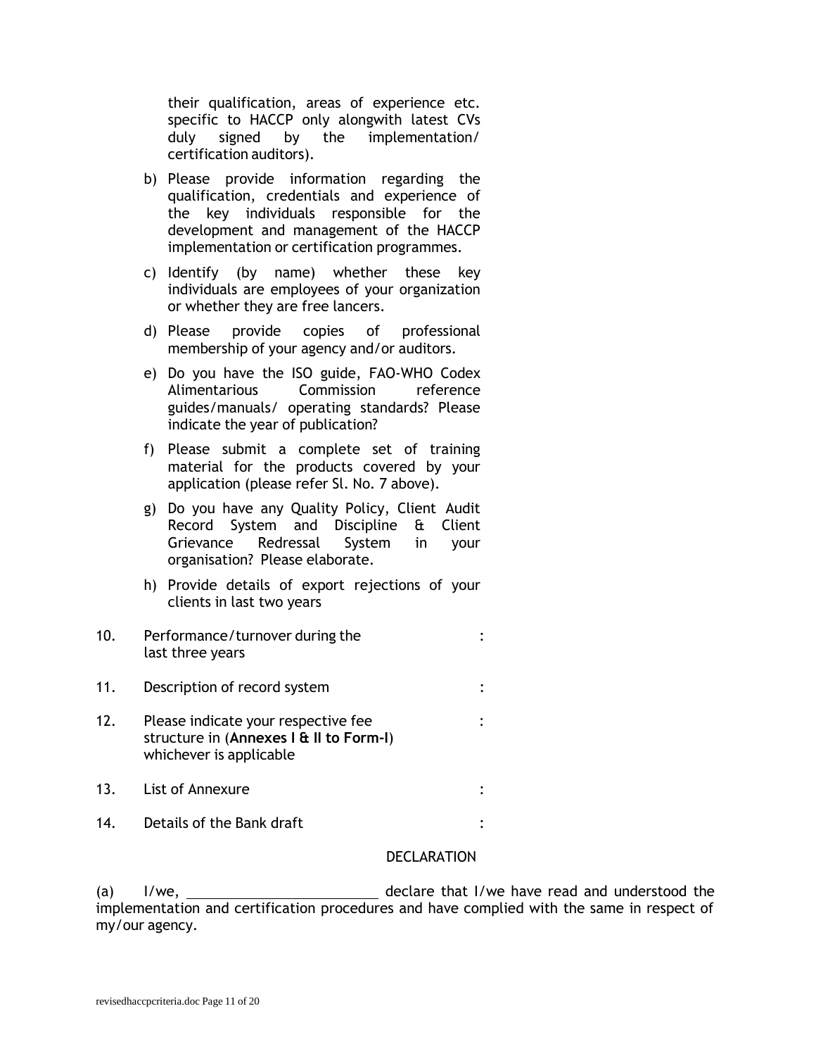their qualification, areas of experience etc. specific to HACCP only alongwith latest CVs duly signed by the implementation/ certification auditors).

b) Please provide information regarding the qualification, credentials and experience of the key individuals responsible for the development and management of the HACCP implementation or certification programmes.

c) Identify (by name) whether these key individuals are employees of your organization or whether they are free lancers.

d) Please provide copies of professional membership of your agency and/or auditors.

e) Do you have the ISO guide, FAO-WHO Codex Alimentarious Commission reference guides/manuals/ operating standards? Please indicate the year of publication?

f) Please submit a complete set of training material for the products covered by your application (please refer Sl. No. 7 above).

g) Do you have any Quality Policy, Client Audit Record System and Discipline & Client Grievance Redressal System in your organisation? Please elaborate.

h) Provide details of export rejections of your clients in last two years

10. Performance/turnover during the last three years :

11. Description of record system :

12. Please indicate your respective fee structure in (**Annexes I & II to Form-I**) whichever is applicable :

13. List of Annexure :

14. Details of the Bank draft :

DECLARATION

(a) I/we, \_\_\_\_\_\_\_\_\_\_\_\_\_\_\_\_\_\_\_\_\_\_\_\_\_\_ declare that I/we have read and understood the implementation and certification procedures and have complied with the same in respect of my/our agency.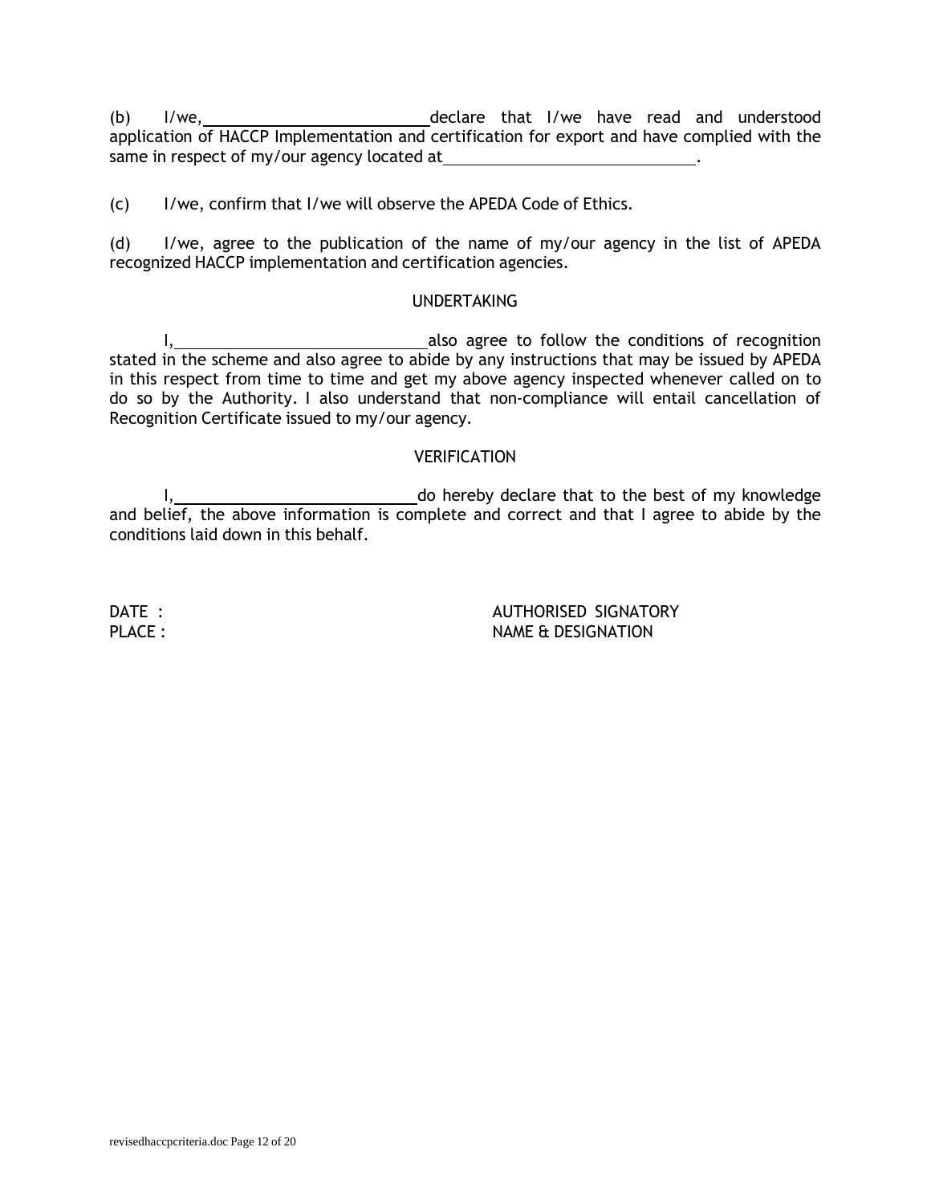(b) I/we, ________________________ declare that I/we have read and understood application of HACCP Implementation and certification for export and have complied with the same in respect of my/our agency located at ____________________________.

(c) I/we, confirm that I/we will observe the APEDA Code of Ethics.

(d) I/we, agree to the publication of the name of my/our agency in the list of APEDA recognized HACCP implementation and certification agencies.

UNDERTAKING

I, ____________________________ also agree to follow the conditions of recognition stated in the scheme and also agree to abide by any instructions that may be issued by APEDA in this respect from time to time and get my above agency inspected whenever called on to do so by the Authority. I also understand that non-compliance will entail cancellation of Recognition Certificate issued to my/our agency.

VERIFICATION

I, __________________________ do hereby declare that to the best of my knowledge and belief, the above information is complete and correct and that I agree to abide by the conditions laid down in this behalf.

DATE :  
PLACE :

AUTHORISED SIGNATORY  
NAME & DESIGNATION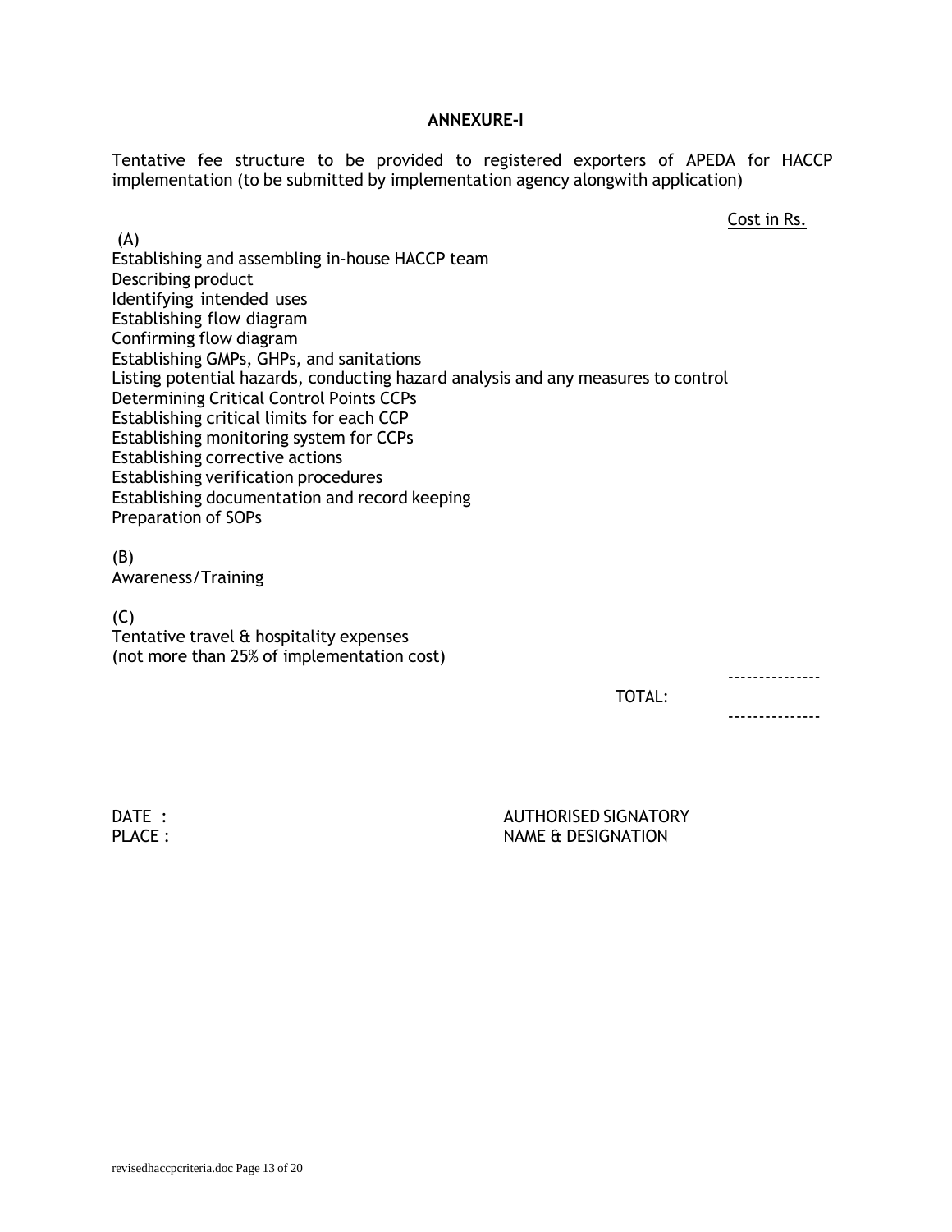**ANNEXURE-I**

Tentative fee structure to be provided to registered exporters of APEDA for HACCP implementation (to be submitted by implementation agency alongwith application)

Cost in Rs.

(A)
Establishing and assembling in-house HACCP team
Describing product
Identifying intended uses
Establishing flow diagram
Confirming flow diagram
Establishing GMPs, GHPs, and sanitations
Listing potential hazards, conducting hazard analysis and any measures to control
Determining Critical Control Points CCPs
Establishing critical limits for each CCP
Establishing monitoring system for CCPs
Establishing corrective actions
Establishing verification procedures
Establishing documentation and record keeping
Preparation of SOPs

(B)
Awareness/Training

(C)
Tentative travel & hospitality expenses
(not more than 25% of implementation cost)

---------------
TOTAL:
---------------

DATE :
PLACE :

AUTHORISED SIGNATORY
NAME & DESIGNATION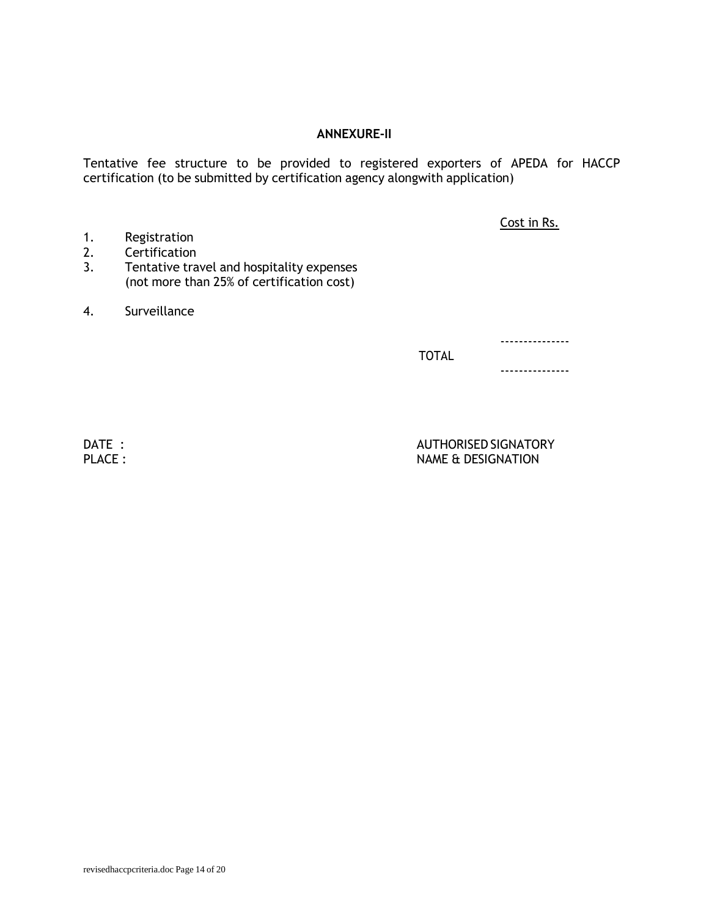## ANNEXURE-II

Tentative fee structure to be provided to registered exporters of APEDA for HACCP certification (to be submitted by certification agency alongwith application)

| | | Cost in Rs. |
|---|---|---|
| 1. | Registration | |
| 2. | Certification | |
| 3. | Tentative travel and hospitality expenses (not more than 25% of certification cost) | |
| 4. | Surveillance | |
| | TOTAL | |

DATE :
PLACE :

AUTHORISED SIGNATORY
NAME & DESIGNATION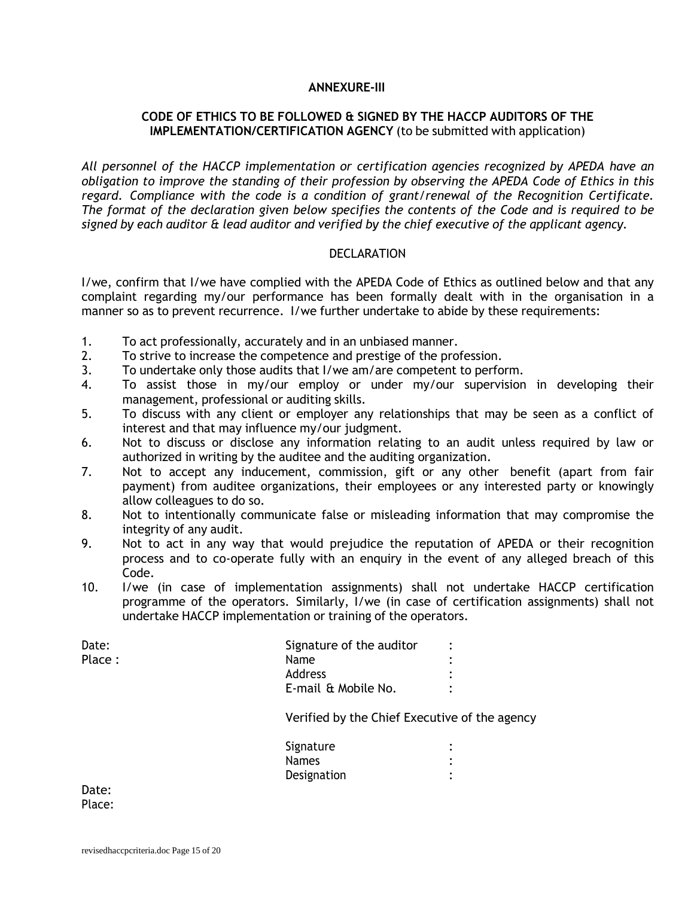## ANNEXURE-III

### CODE OF ETHICS TO BE FOLLOWED & SIGNED BY THE HACCP AUDITORS OF THE IMPLEMENTATION/CERTIFICATION AGENCY (to be submitted with application)

*All personnel of the HACCP implementation or certification agencies recognized by APEDA have an obligation to improve the standing of their profession by observing the APEDA Code of Ethics in this regard. Compliance with the code is a condition of grant/renewal of the Recognition Certificate. The format of the declaration given below specifies the contents of the Code and is required to be signed by each auditor & lead auditor and verified by the chief executive of the applicant agency.*

DECLARATION

I/we, confirm that I/we have complied with the APEDA Code of Ethics as outlined below and that any complaint regarding my/our performance has been formally dealt with in the organisation in a manner so as to prevent recurrence. I/we further undertake to abide by these requirements:

1. To act professionally, accurately and in an unbiased manner.
2. To strive to increase the competence and prestige of the profession.
3. To undertake only those audits that I/we am/are competent to perform.
4. To assist those in my/our employ or under my/our supervision in developing their management, professional or auditing skills.
5. To discuss with any client or employer any relationships that may be seen as a conflict of interest and that may influence my/our judgment.
6. Not to discuss or disclose any information relating to an audit unless required by law or authorized in writing by the auditee and the auditing organization.
7. Not to accept any inducement, commission, gift or any other benefit (apart from fair payment) from auditee organizations, their employees or any interested party or knowingly allow colleagues to do so.
8. Not to intentionally communicate false or misleading information that may compromise the integrity of any audit.
9. Not to act in any way that would prejudice the reputation of APEDA or their recognition process and to co-operate fully with an enquiry in the event of any alleged breach of this Code.
10. I/we (in case of implementation assignments) shall not undertake HACCP certification programme of the operators. Similarly, I/we (in case of certification assignments) shall not undertake HACCP implementation or training of the operators.

Date:
Place :

Signature of the auditor :
Name :
Address :
E-mail & Mobile No. :

Verified by the Chief Executive of the agency

Signature :
Names :
Designation :

Date:
Place: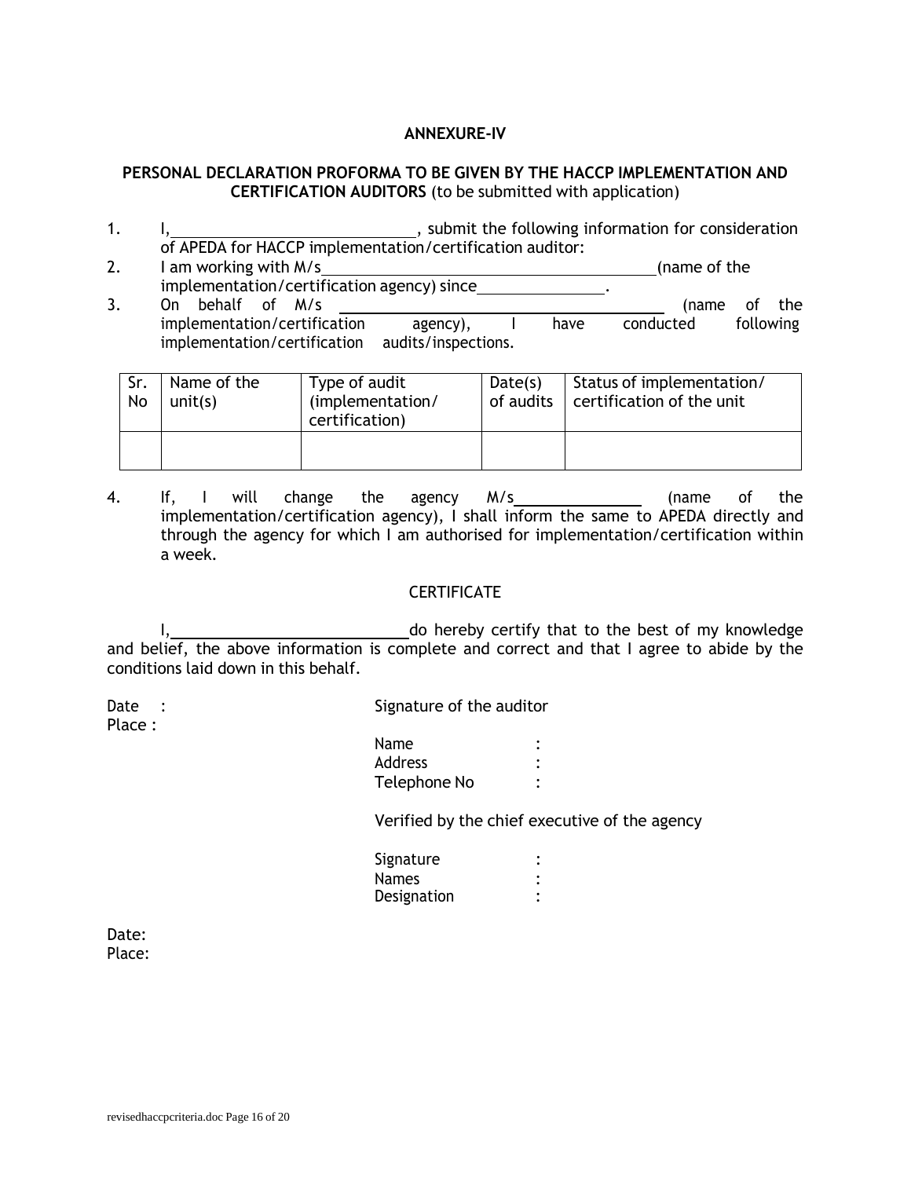**ANNEXURE-IV**

**PERSONAL DECLARATION PROFORMA TO BE GIVEN BY THE HACCP IMPLEMENTATION AND CERTIFICATION AUDITORS** (to be submitted with application)

1. I,\_\_\_\_\_\_\_\_\_\_\_\_\_\_\_\_\_\_\_\_\_\_\_\_\_\_\_\_, submit the following information for consideration of APEDA for HACCP implementation/certification auditor:
2. I am working with M/s\_\_\_\_\_\_\_\_\_\_\_\_\_\_\_\_\_\_\_\_\_\_\_\_\_\_\_\_\_\_\_\_\_\_\_\_\_\_(name of the implementation/certification agency) since\_\_\_\_\_\_\_\_\_\_\_\_\_\_\_.
3. On behalf of M/s \_\_\_\_\_\_\_\_\_\_\_\_\_\_\_\_\_\_\_\_\_\_\_\_\_\_\_\_\_\_\_\_\_\_\_\_\_\_ (name of the implementation/certification agency), I have conducted following implementation/certification audits/inspections.

| Sr. No | Name of the unit(s) | Type of audit (implementation/ certification) | Date(s) of audits | Status of implementation/ certification of the unit |
|---|---|---|---|---|
| | | | | |

4. If, I will change the agency M/s\_\_\_\_\_\_\_\_\_\_\_\_\_\_\_ (name of the implementation/certification agency), I shall inform the same to APEDA directly and through the agency for which I am authorised for implementation/certification within a week.

CERTIFICATE

I,\_\_\_\_\_\_\_\_\_\_\_\_\_\_\_\_\_\_\_\_\_\_\_\_\_\_\_\_do hereby certify that to the best of my knowledge and belief, the above information is complete and correct and that I agree to abide by the conditions laid down in this behalf.

Date :
Place :

Signature of the auditor

Name :
Address :
Telephone No :

Verified by the chief executive of the agency

Signature :
Names :
Designation :

Date:
Place: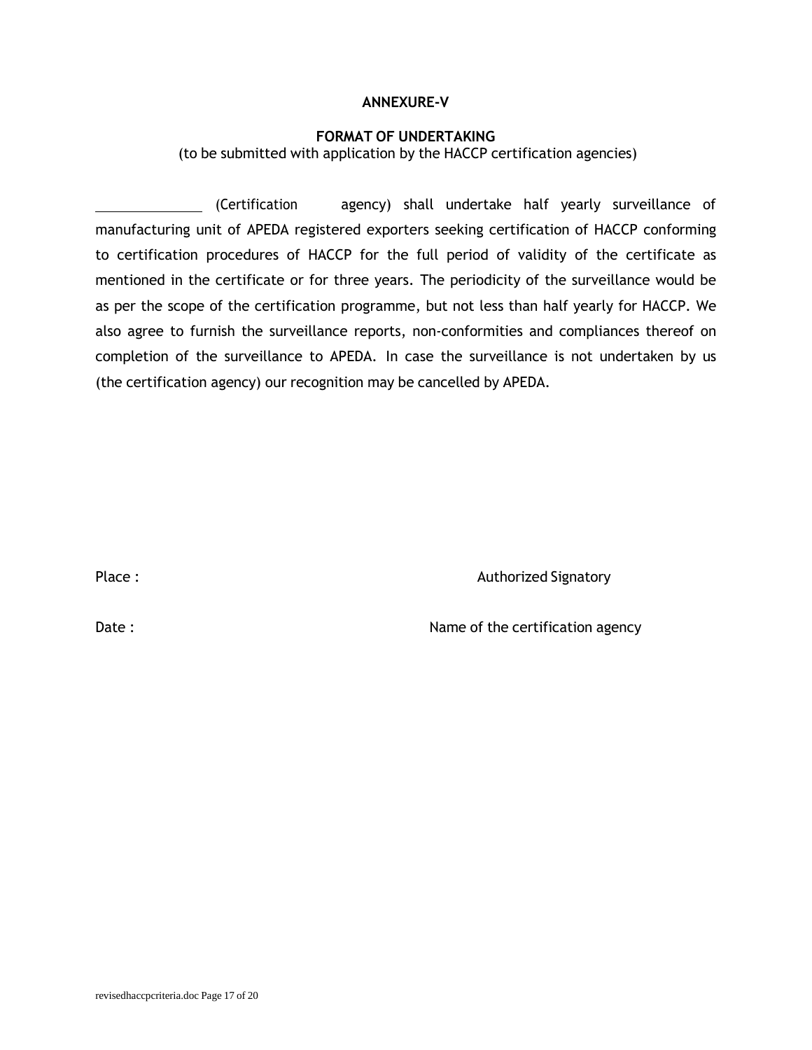**ANNEXURE-V**

**FORMAT OF UNDERTAKING**

(to be submitted with application by the HACCP certification agencies)

______________ (Certification agency) shall undertake half yearly surveillance of manufacturing unit of APEDA registered exporters seeking certification of HACCP conforming to certification procedures of HACCP for the full period of validity of the certificate as mentioned in the certificate or for three years. The periodicity of the surveillance would be as per the scope of the certification programme, but not less than half yearly for HACCP. We also agree to furnish the surveillance reports, non-conformities and compliances thereof on completion of the surveillance to APEDA. In case the surveillance is not undertaken by us (the certification agency) our recognition may be cancelled by APEDA.

Place :                                                                                   Authorized Signatory

Date :                                                                                   Name of the certification agency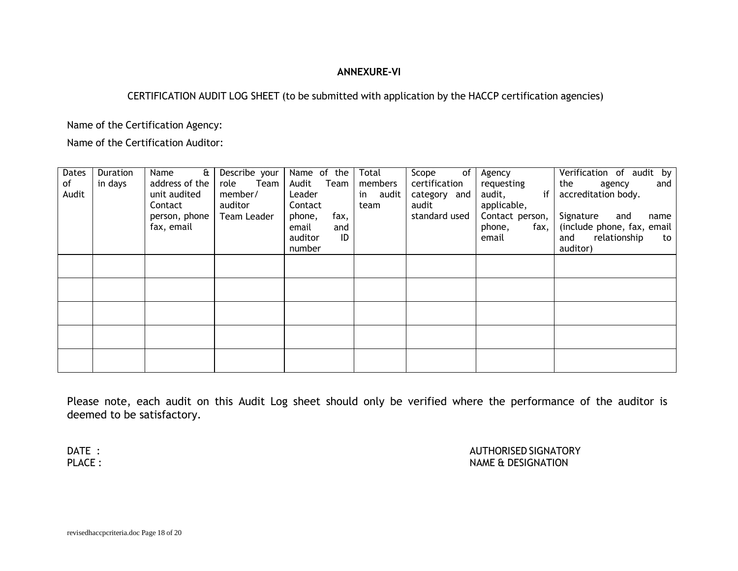**ANNEXURE-VI**

CERTIFICATION AUDIT LOG SHEET (to be submitted with application by the HACCP certification agencies)

Name of the Certification Agency:

Name of the Certification Auditor:

| Dates of Audit | Duration in days | Name & address of the unit audited Contact person, phone fax, email | Describe your role Team member/ auditor Team Leader | Name of the Audit Team Leader Contact phone, fax, email and auditor ID number | Total members in audit team | Scope of certification category and audit standard used | Agency requesting audit, if applicable, Contact person, phone, fax, email | Verification of audit by the agency and accreditation body. Signature and name (include phone, fax, email and relationship to auditor) |
|---|---|---|---|---|---|---|---|---|
| | | | | | | | | |
| | | | | | | | | |
| | | | | | | | | |
| | | | | | | | | |
| | | | | | | | | |

Please note, each audit on this Audit Log sheet should only be verified where the performance of the auditor is deemed to be satisfactory.

DATE :
PLACE :

AUTHORISED SIGNATORY
NAME & DESIGNATION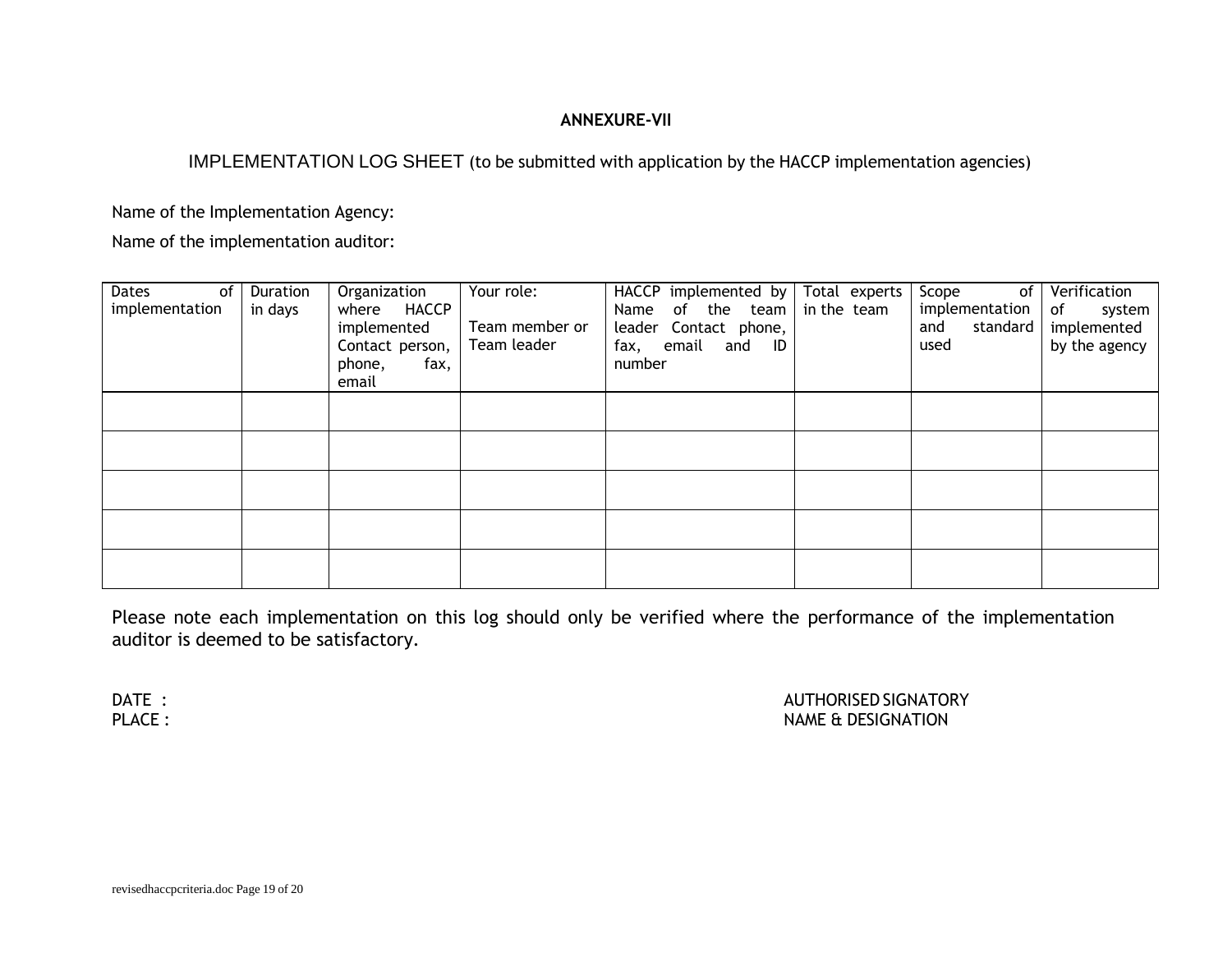**ANNEXURE-VII**

IMPLEMENTATION LOG SHEET (to be submitted with application by the HACCP implementation agencies)

Name of the Implementation Agency:

Name of the implementation auditor:

| Dates of implementation | Duration in days | Organization where HACCP implemented Contact person, phone, fax, email | Your role: Team member or Team leader | HACCP implemented by Name of the team leader Contact phone, fax, email and ID number | Total experts in the team | Scope of implementation and standard used | Verification of system implemented by the agency |
|---|---|---|---|---|---|---|---|
| | | | | | | | |
| | | | | | | | |
| | | | | | | | |
| | | | | | | | |
| | | | | | | | |

Please note each implementation on this log should only be verified where the performance of the implementation auditor is deemed to be satisfactory.

DATE :
PLACE :

AUTHORISED SIGNATORY
NAME & DESIGNATION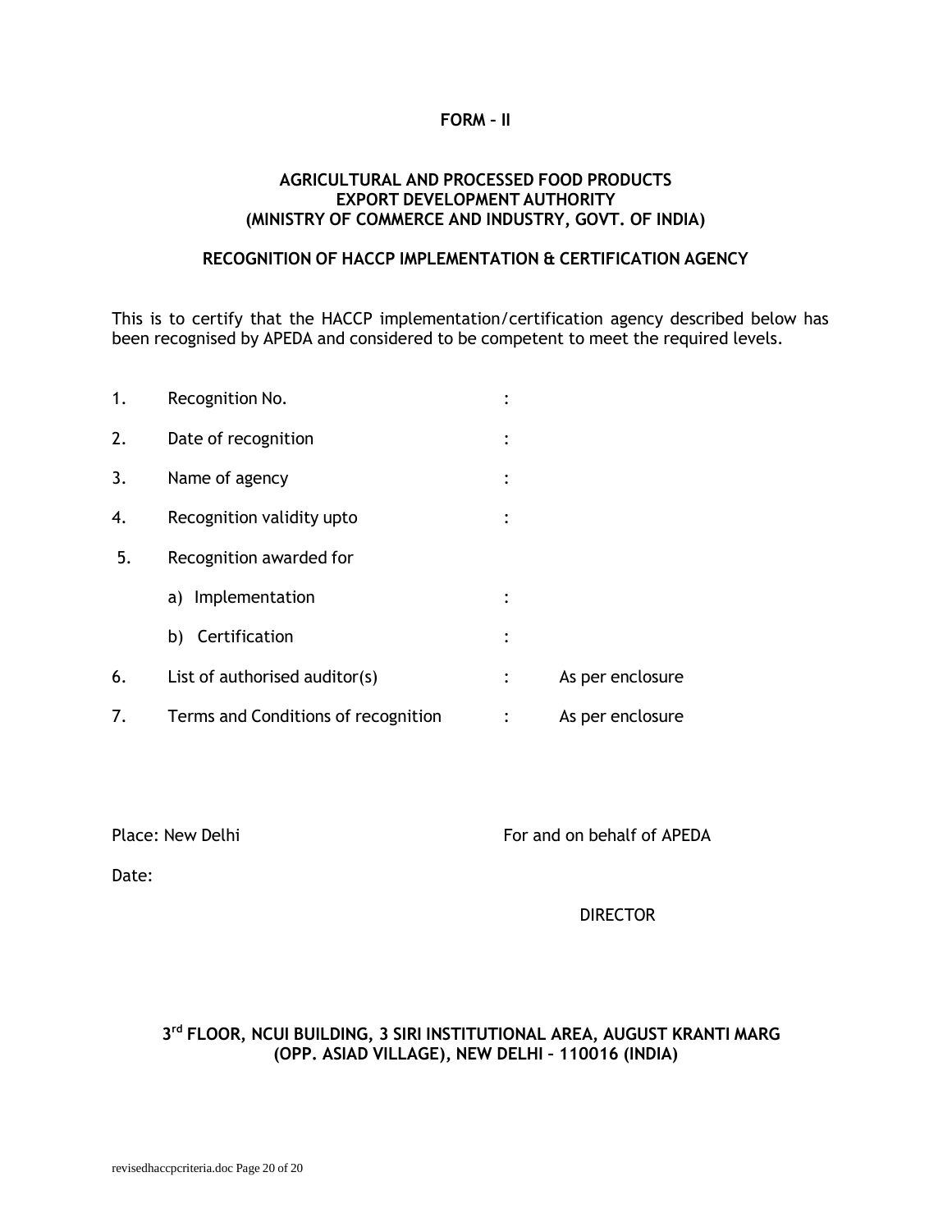**FORM – II**

**AGRICULTURAL AND PROCESSED FOOD PRODUCTS EXPORT DEVELOPMENT AUTHORITY (MINISTRY OF COMMERCE AND INDUSTRY, GOVT. OF INDIA)**

**RECOGNITION OF HACCP IMPLEMENTATION & CERTIFICATION AGENCY**

This is to certify that the HACCP implementation/certification agency described below has been recognised by APEDA and considered to be competent to meet the required levels.

| | | | |
|---|---|---|---|
| 1. | Recognition No. | : | |
| 2. | Date of recognition | : | |
| 3. | Name of agency | : | |
| 4. | Recognition validity upto | : | |
| 5. | Recognition awarded for | | |
| | a) Implementation | : | |
| | b) Certification | : | |
| 6. | List of authorised auditor(s) | : | As per enclosure |
| 7. | Terms and Conditions of recognition | : | As per enclosure |

Place: New Delhi

For and on behalf of APEDA

Date:

DIRECTOR

**3rd FLOOR, NCUI BUILDING, 3 SIRI INSTITUTIONAL AREA, AUGUST KRANTI MARG (OPP. ASIAD VILLAGE), NEW DELHI – 110016 (INDIA)**